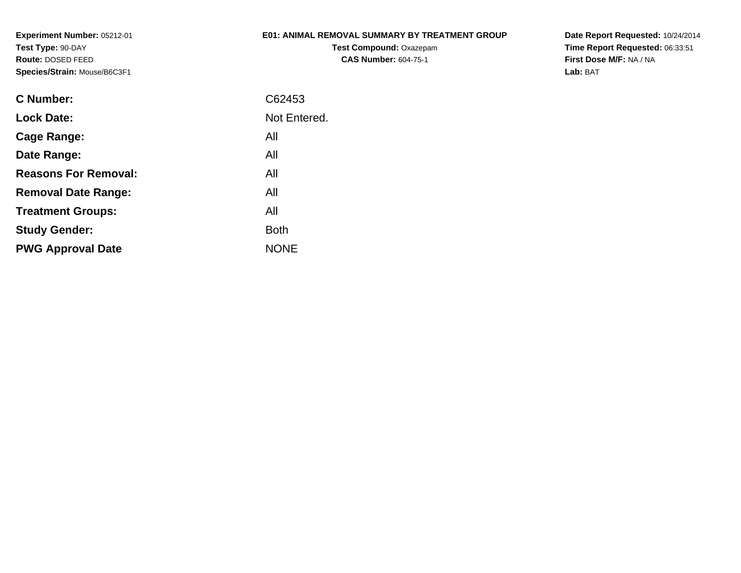**Experiment Number:** 05212-01
**Test Type:** 90-DAY
**Route:** DOSED FEED
**Species/Strain:** Mouse/B6C3F1

# E01: ANIMAL REMOVAL SUMMARY BY TREATMENT GROUP

**Test Compound:** Oxazepam
**CAS Number:** 604-75-1

**Date Report Requested:** 10/24/2014
**Time Report Requested:** 06:33:51
**First Dose M/F:** NA / NA
**Lab:** BAT

| | |
|---|---|
| **C Number:** | C62453 |
| **Lock Date:** | Not Entered. |
| **Cage Range:** | All |
| **Date Range:** | All |
| **Reasons For Removal:** | All |
| **Removal Date Range:** | All |
| **Treatment Groups:** | All |
| **Study Gender:** | Both |
| **PWG Approval Date** | NONE |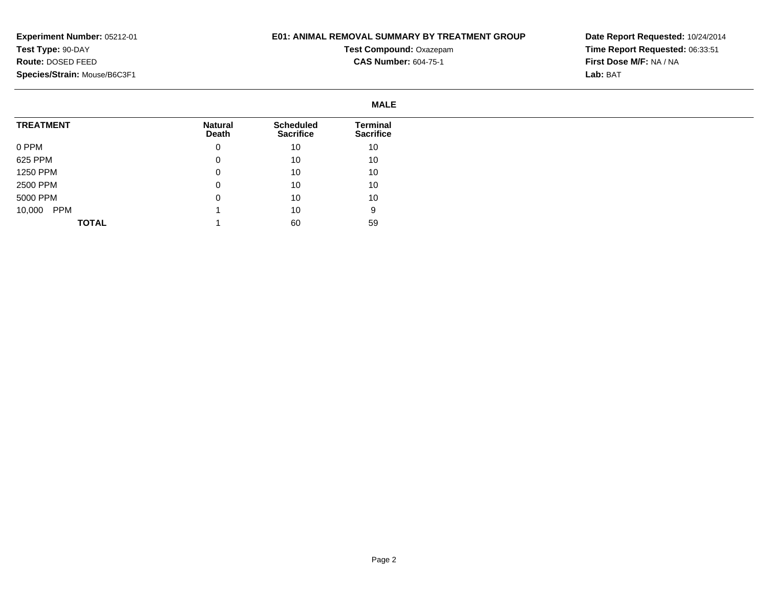**Experiment Number:** 05212-01
**Test Type:** 90-DAY
**Route:** DOSED FEED
**Species/Strain:** Mouse/B6C3F1

**E01: ANIMAL REMOVAL SUMMARY BY TREATMENT GROUP**
**Test Compound:** Oxazepam
**CAS Number:** 604-75-1

**Date Report Requested:** 10/24/2014
**Time Report Requested:** 06:33:51
**First Dose M/F:** NA / NA
**Lab:** BAT

**MALE**

| TREATMENT | Natural Death | Scheduled Sacrifice | Terminal Sacrifice |
|---|---|---|---|
| 0 PPM | 0 | 10 | 10 |
| 625 PPM | 0 | 10 | 10 |
| 1250 PPM | 0 | 10 | 10 |
| 2500 PPM | 0 | 10 | 10 |
| 5000 PPM | 0 | 10 | 10 |
| 10,000 PPM | 1 | 10 | 9 |
| **TOTAL** | 1 | 60 | 59 |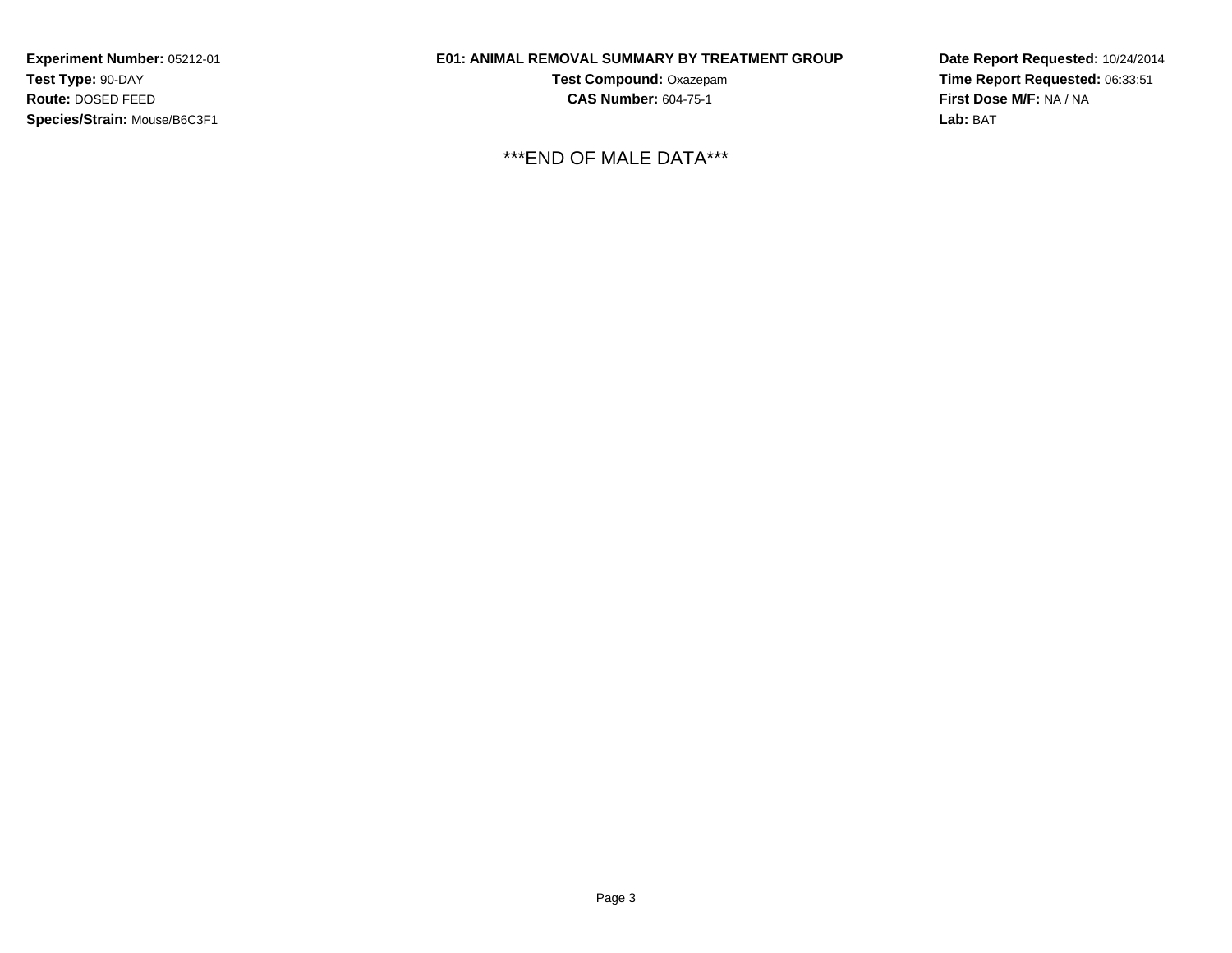**Experiment Number:** 05212-01
**Test Type:** 90-DAY
**Route:** DOSED FEED
**Species/Strain:** Mouse/B6C3F1

**E01: ANIMAL REMOVAL SUMMARY BY TREATMENT GROUP**
**Test Compound:** Oxazepam
**CAS Number:** 604-75-1

**Date Report Requested:** 10/24/2014
**Time Report Requested:** 06:33:51
**First Dose M/F:** NA / NA
**Lab:** BAT

***END OF MALE DATA***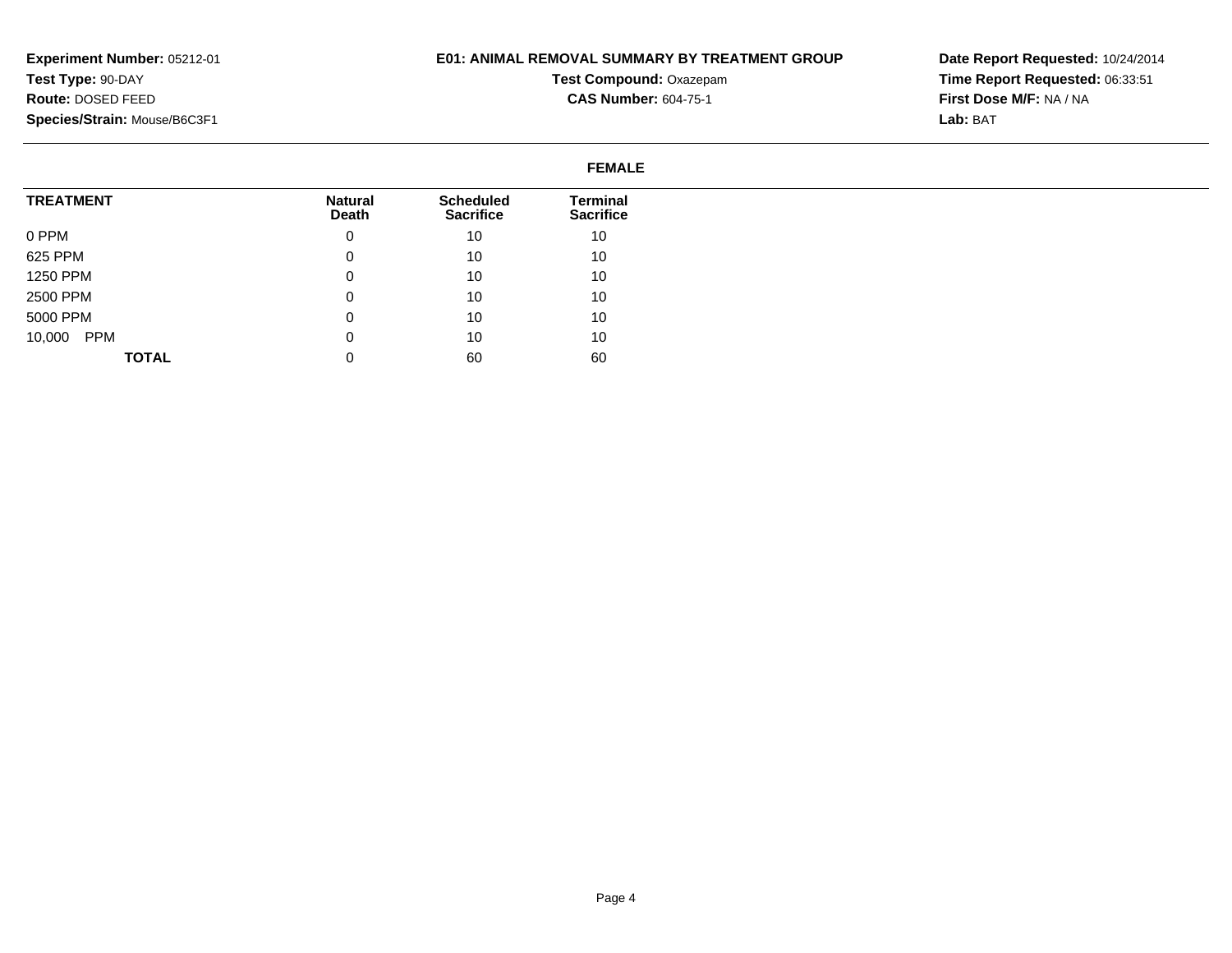**Experiment Number:** 05212-01
**Test Type:** 90-DAY
**Route:** DOSED FEED
**Species/Strain:** Mouse/B6C3F1

**E01: ANIMAL REMOVAL SUMMARY BY TREATMENT GROUP**
**Test Compound:** Oxazepam
**CAS Number:** 604-75-1

**Date Report Requested:** 10/24/2014
**Time Report Requested:** 06:33:51
**First Dose M/F:** NA / NA
**Lab:** BAT

**FEMALE**

| TREATMENT | Natural Death | Scheduled Sacrifice | Terminal Sacrifice |
|---|---|---|---|
| 0 PPM | 0 | 10 | 10 |
| 625 PPM | 0 | 10 | 10 |
| 1250 PPM | 0 | 10 | 10 |
| 2500 PPM | 0 | 10 | 10 |
| 5000 PPM | 0 | 10 | 10 |
| 10,000 PPM | 0 | 10 | 10 |
| **TOTAL** | 0 | 60 | 60 |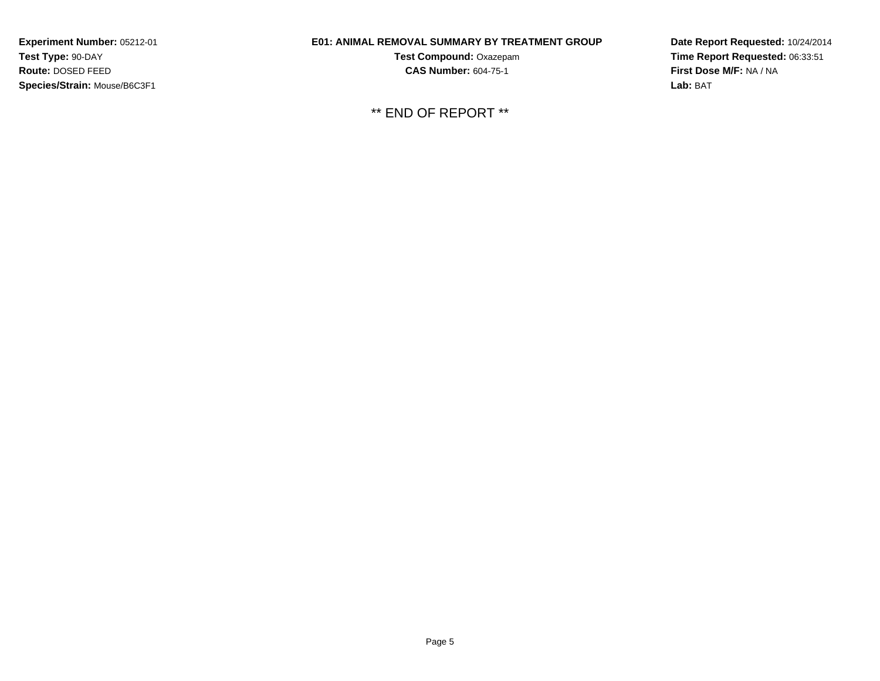**Experiment Number:** 05212-01
**Test Type:** 90-DAY
**Route:** DOSED FEED
**Species/Strain:** Mouse/B6C3F1

**E01: ANIMAL REMOVAL SUMMARY BY TREATMENT GROUP**
**Test Compound:** Oxazepam
**CAS Number:** 604-75-1

**Date Report Requested:** 10/24/2014
**Time Report Requested:** 06:33:51
**First Dose M/F:** NA / NA
**Lab:** BAT

** END OF REPORT **